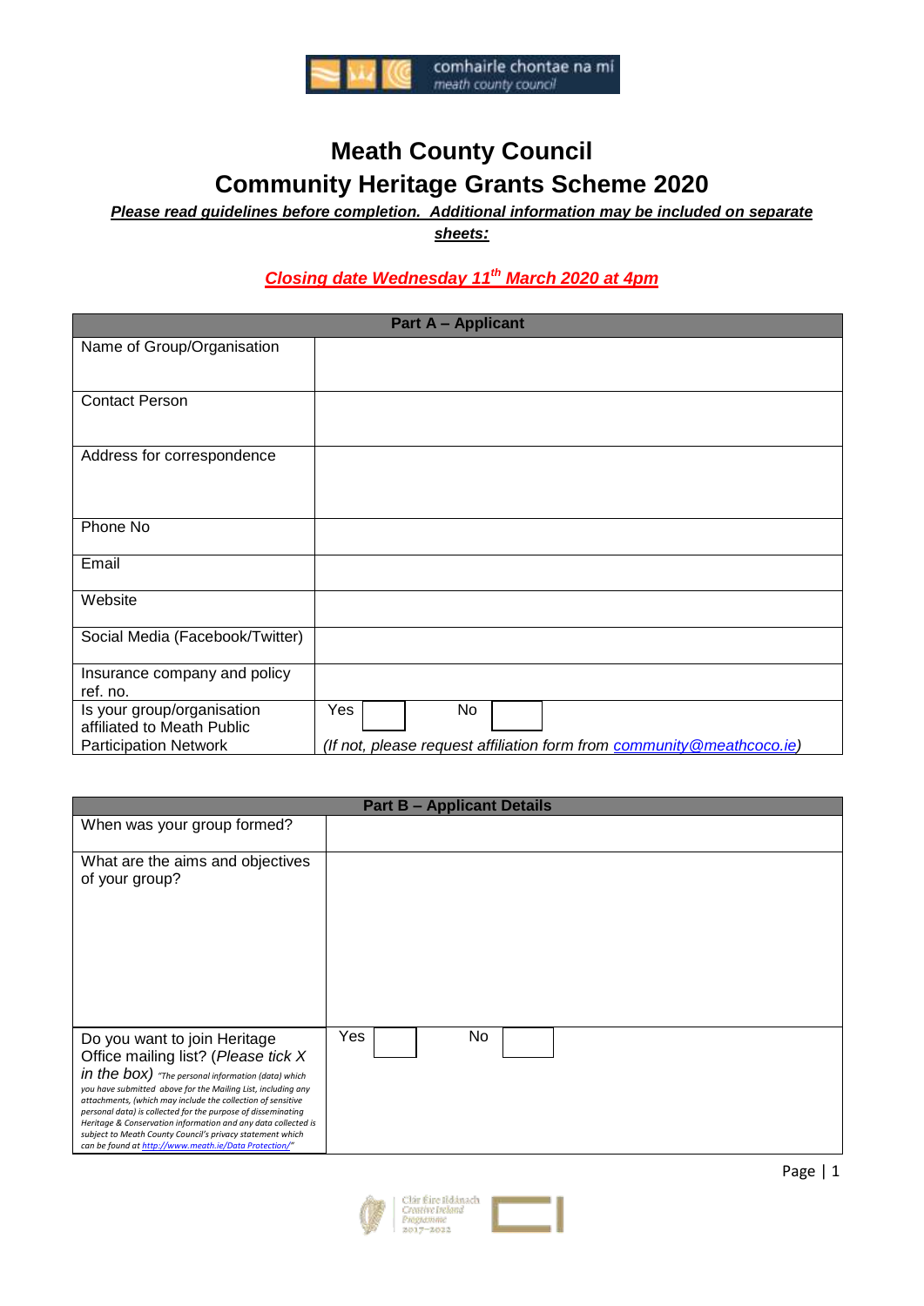# Meath County Council
# Community Heritage Grants Scheme 2020

***Please read guidelines before completion. Additional information may be included on separate sheets:***

***Closing date Wednesday 11th March 2020 at 4pm***

| Part A – Applicant | |
|---|---|
| Name of Group/Organisation | |
| Contact Person | |
| Address for correspondence | |
| Phone No | |
| Email | |
| Website | |
| Social Media (Facebook/Twitter) | |
| Insurance company and policy ref. no. | |
| Is your group/organisation affiliated to Meath Public Participation Network | Yes [ ] No [ ]<br>*(If not, please request affiliation form from community@meathcoco.ie)* |

| Part B – Applicant Details | |
|---|---|
| When was your group formed? | |
| What are the aims and objectives of your group? | |
| Do you want to join Heritage Office mailing list? (*Please tick X in the box*) *"The personal information (data) which you have submitted above for the Mailing List, including any attachments, (which may include the collection of sensitive personal data) is collected for the purpose of disseminating Heritage & Conservation information and any data collected is subject to Meath County Council's privacy statement which can be found at http://www.meath.ie/Data Protection/"* | Yes [ ] No [ ] |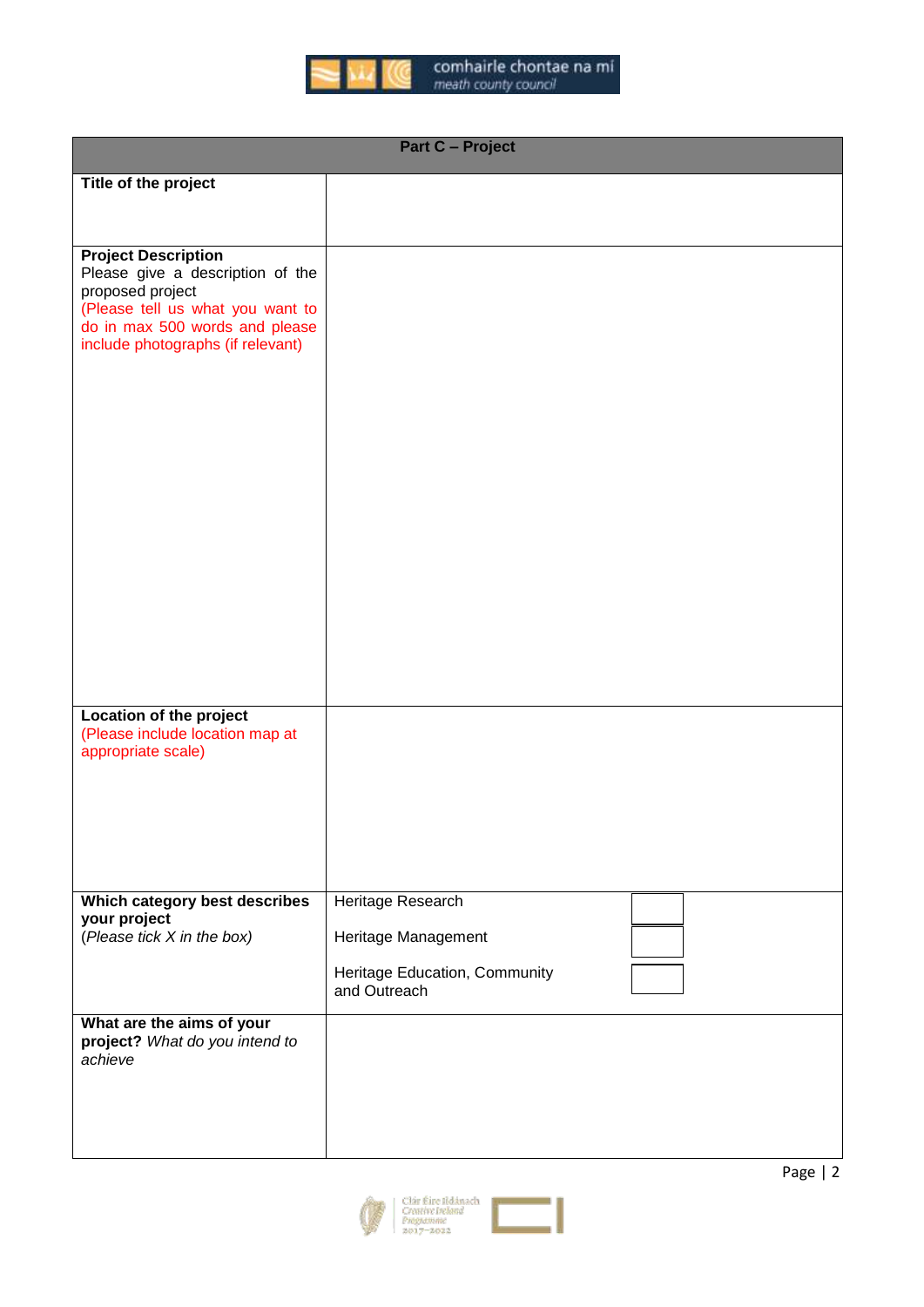| Part C – Project | |
|---|---|
| **Title of the project** | |
| **Project Description** Please give a description of the proposed project (Please tell us what you want to do in max 500 words and please include photographs (if relevant) | |
| **Location of the project** (Please include location map at appropriate scale) | |
| **Which category best describes your project** (*Please tick X in the box)* | Heritage Research ☐<br>Heritage Management ☐<br>Heritage Education, Community and Outreach ☐ |
| **What are the aims of your project?** *What do you intend to achieve* | |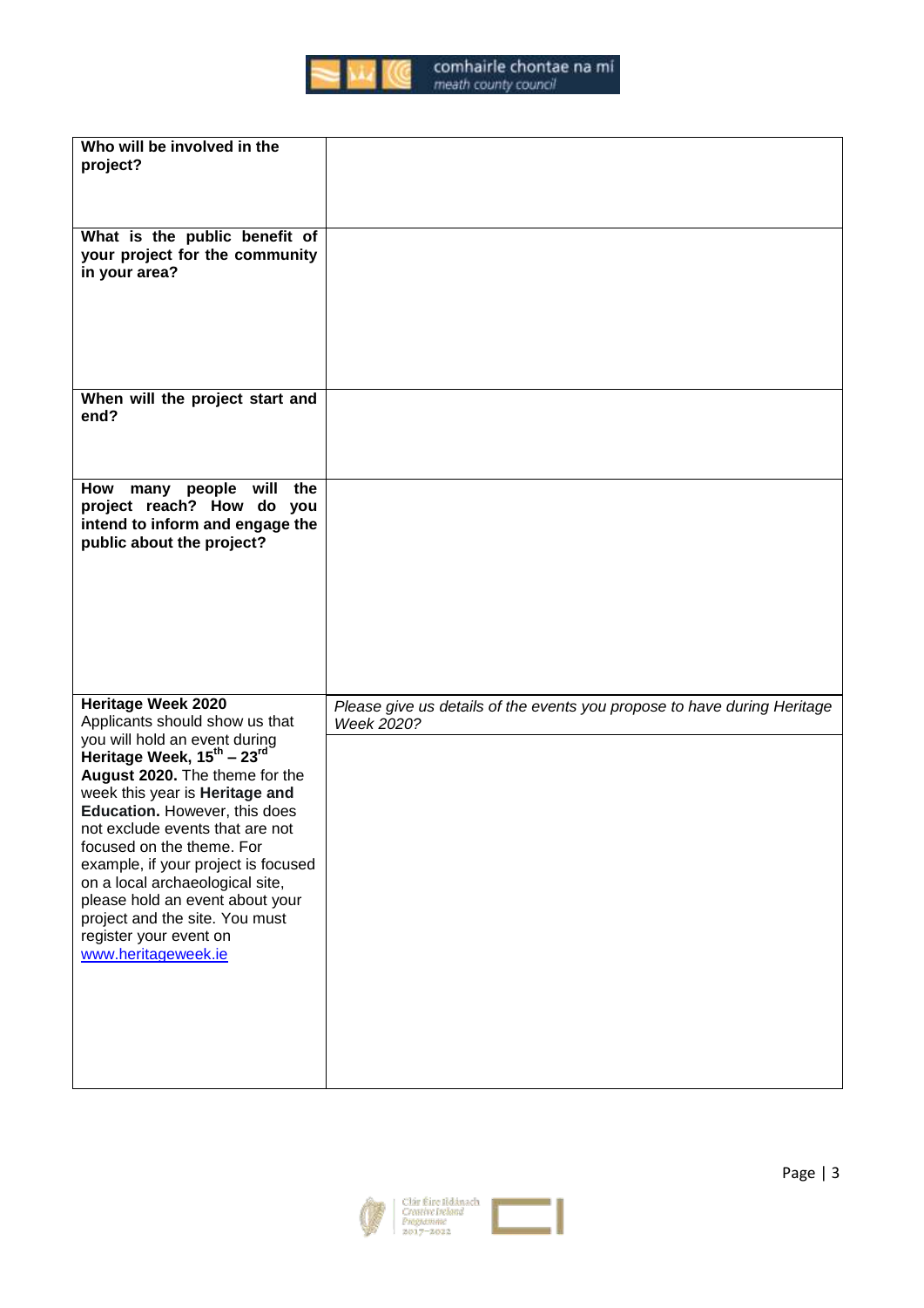| | |
|---|---|
| **Who will be involved in the project?** | |
| **What is the public benefit of your project for the community in your area?** | |
| **When will the project start and end?** | |
| **How many people will the project reach? How do you intend to inform and engage the public about the project?** | |
| **Heritage Week 2020**<br>Applicants should show us that you will hold an event during **Heritage Week, 15th – 23rd August 2020.** The theme for the week this year is **Heritage and Education.** However, this does not exclude events that are not focused on the theme. For example, if your project is focused on a local archaeological site, please hold an event about your project and the site. You must register your event on [www.heritageweek.ie](http://www.heritageweek.ie) | *Please give us details of the events you propose to have during Heritage Week 2020?* |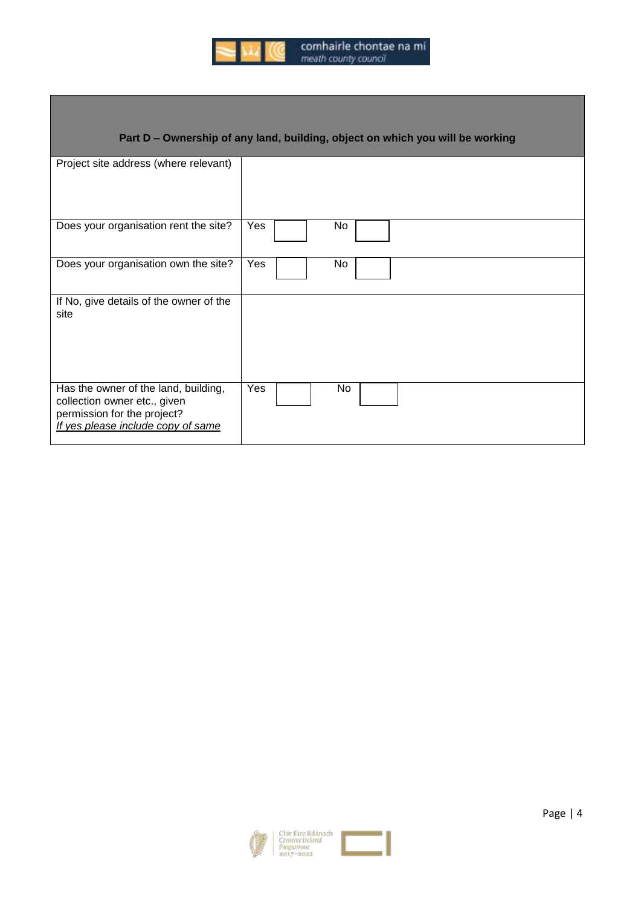| Part D – Ownership of any land, building, object on which you will be working | |
|---|---|
| Project site address (where relevant) | |
| Does your organisation rent the site? | Yes ☐ No ☐ |
| Does your organisation own the site? | Yes ☐ No ☐ |
| If No, give details of the owner of the site | |
| Has the owner of the land, building, collection owner etc., given permission for the project? *If yes please include copy of same* | Yes ☐ No ☐ |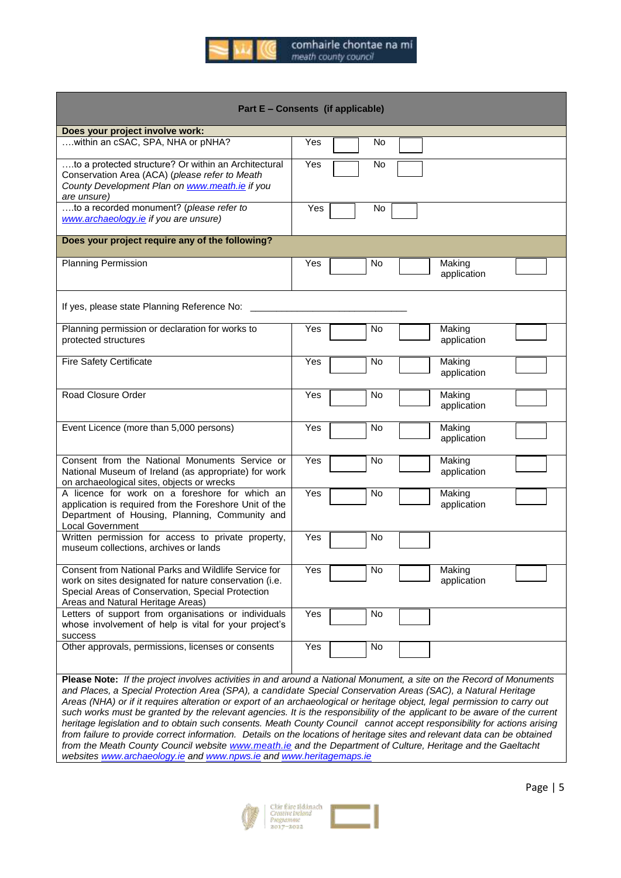comhairle chontae na mí
meath county council

| Part E – Consents (if applicable) | | | | | | |
|---|---|---|---|---|---|---|
| **Does your project involve work:** | | | | | | |
| ….within an cSAC, SPA, NHA or pNHA? | Yes | | No | | | |
| ….to a protected structure? Or within an Architectural Conservation Area (ACA) *(please refer to Meath County Development Plan on [www.meath.ie](www.meath.ie) if you are unsure)* | Yes | | No | | | |
| ….to a recorded monument? *(please refer to [www.archaeology.ie](www.archaeology.ie) if you are unsure)* | Yes | | No | | | |
| **Does your project require any of the following?** | | | | | | |
| Planning Permission | Yes | | No | | Making application | |
| If yes, please state Planning Reference No: _______________________________ | | | | | | |
| Planning permission or declaration for works to protected structures | Yes | | No | | Making application | |
| Fire Safety Certificate | Yes | | No | | Making application | |
| Road Closure Order | Yes | | No | | Making application | |
| Event Licence (more than 5,000 persons) | Yes | | No | | Making application | |
| Consent from the National Monuments Service or National Museum of Ireland (as appropriate) for work on archaeological sites, objects or wrecks | Yes | | No | | Making application | |
| A licence for work on a foreshore for which an application is required from the Foreshore Unit of the Department of Housing, Planning, Community and Local Government | Yes | | No | | Making application | |
| Written permission for access to private property, museum collections, archives or lands | Yes | | No | | | |
| Consent from National Parks and Wildlife Service for work on sites designated for nature conservation (i.e. Special Areas of Conservation, Special Protection Areas and Natural Heritage Areas) | Yes | | No | | Making application | |
| Letters of support from organisations or individuals whose involvement of help is vital for your project's success | Yes | | No | | | |
| Other approvals, permissions, licenses or consents | Yes | | No | | | |

**Please Note:** *If the project involves activities in and around a National Monument, a site on the Record of Monuments and Places, a Special Protection Area (SPA), a candidate Special Conservation Areas (SAC), a Natural Heritage Areas (NHA) or if it requires alteration or export of an archaeological or heritage object, legal permission to carry out such works must be granted by the relevant agencies. It is the responsibility of the applicant to be aware of the current heritage legislation and to obtain such consents. Meath County Council cannot accept responsibility for actions arising from failure to provide correct information. Details on the locations of heritage sites and relevant data can be obtained from the Meath County Council website [www.meath.ie](www.meath.ie) and the Department of Culture, Heritage and the Gaeltacht websites [www.archaeology.ie](www.archaeology.ie) and [www.npws.ie](www.npws.ie) and [www.heritagemaps.ie](www.heritagemaps.ie)*

Clár Éire Ildánach
Creative Ireland
Programme
2017–2022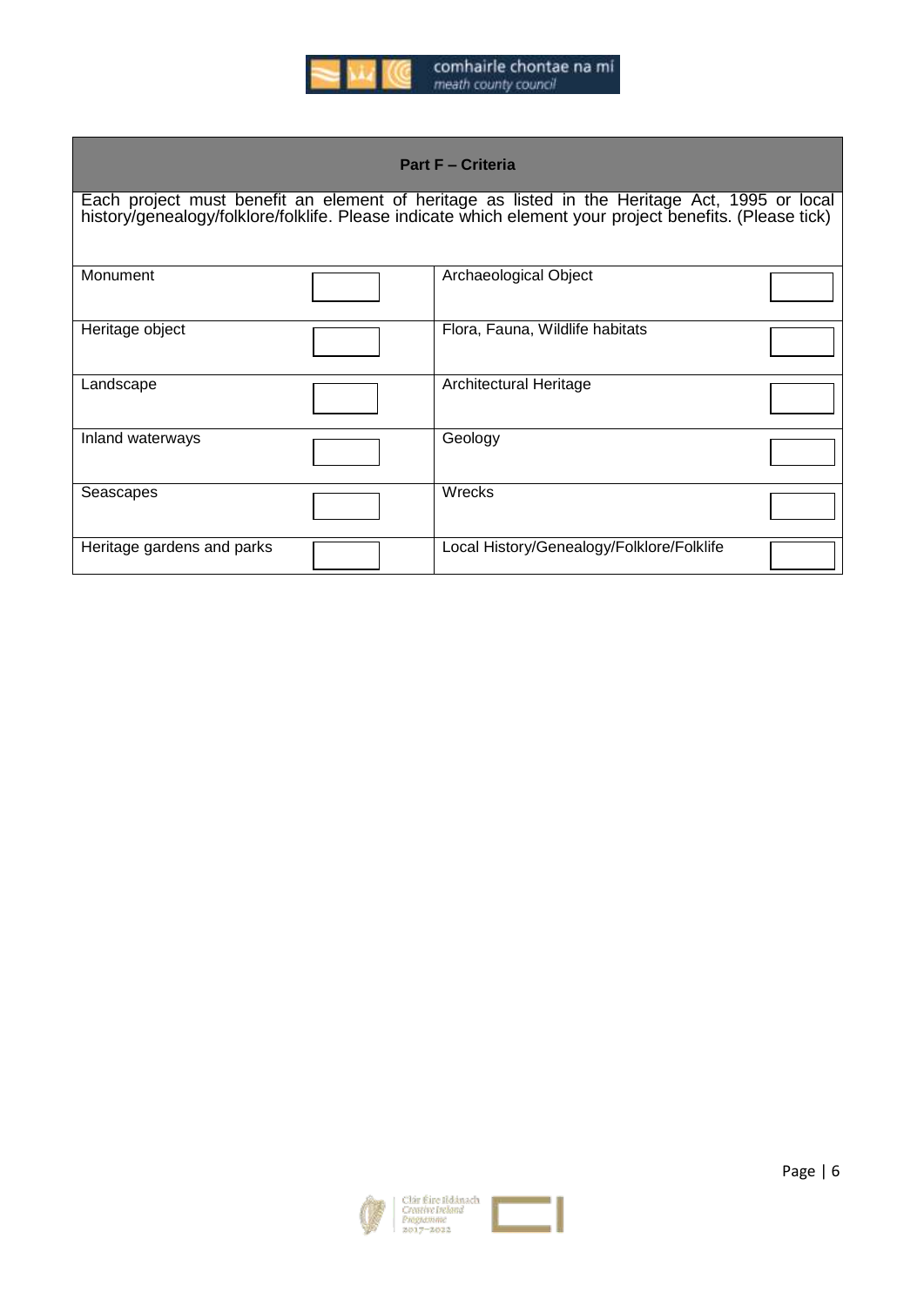## Part F – Criteria

Each project must benefit an element of heritage as listed in the Heritage Act, 1995 or local history/genealogy/folklore/folklife. Please indicate which element your project benefits. (Please tick)

| | | | |
|---|---|---|---|
| Monument | | Archaeological Object | |
| Heritage object | | Flora, Fauna, Wildlife habitats | |
| Landscape | | Architectural Heritage | |
| Inland waterways | | Geology | |
| Seascapes | | Wrecks | |
| Heritage gardens and parks | | Local History/Genealogy/Folklore/Folklife | |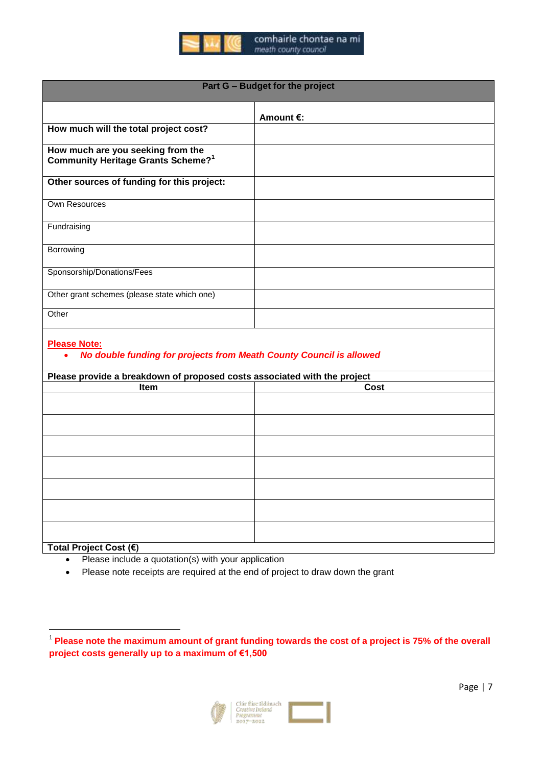| Part G – Budget for the project | |
|---|---|
| | **Amount €:** |
| **How much will the total project cost?** | |
| **How much are you seeking from the Community Heritage Grants Scheme?**[1] | |
| **Other sources of funding for this project:** | |
| Own Resources | |
| Fundraising | |
| Borrowing | |
| Sponsorship/Donations/Fees | |
| Other grant schemes (please state which one) | |
| Other | |

**Please Note:**

- ***No double funding for projects from Meath County Council is allowed***

| Please provide a breakdown of proposed costs associated with the project | |
|---|---|
| **Item** | **Cost** |
| | |
| | |
| | |
| | |
| | |
| | |
| | |
| **Total Project Cost (€)** | |

- Please include a quotation(s) with your application
- Please note receipts are required at the end of project to draw down the grant

[1] **Please note the maximum amount of grant funding towards the cost of a project is 75% of the overall project costs generally up to a maximum of €1,500**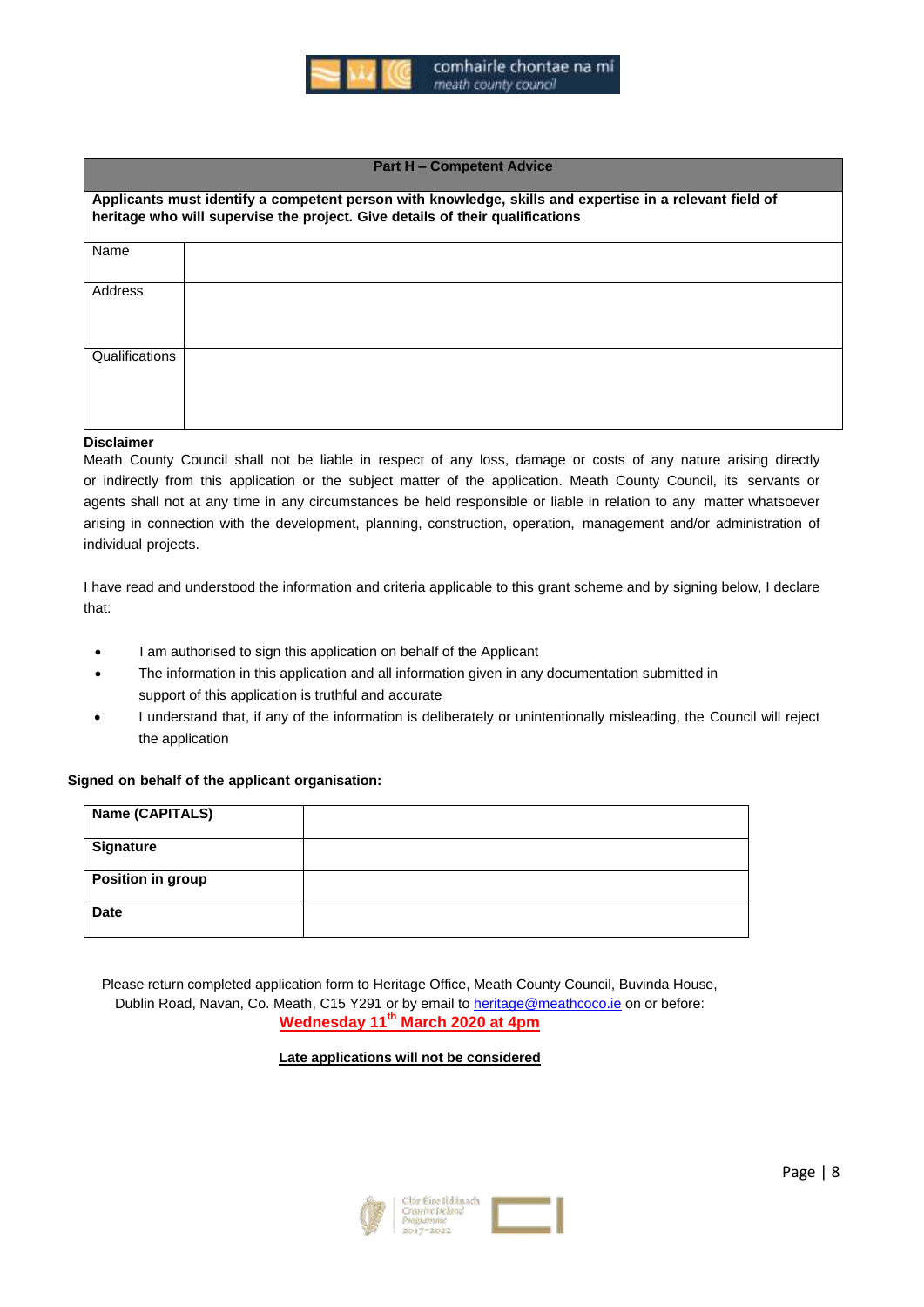| Part H – Competent Advice | |
|---|---|
| **Applicants must identify a competent person with knowledge, skills and expertise in a relevant field of heritage who will supervise the project. Give details of their qualifications** | |
| Name | |
| Address | |
| Qualifications | |

**Disclaimer**

Meath County Council shall not be liable in respect of any loss, damage or costs of any nature arising directly or indirectly from this application or the subject matter of the application. Meath County Council, its servants or agents shall not at any time in any circumstances be held responsible or liable in relation to any matter whatsoever arising in connection with the development, planning, construction, operation, management and/or administration of individual projects.

I have read and understood the information and criteria applicable to this grant scheme and by signing below, I declare that:

- I am authorised to sign this application on behalf of the Applicant
- The information in this application and all information given in any documentation submitted in support of this application is truthful and accurate
- I understand that, if any of the information is deliberately or unintentionally misleading, the Council will reject the application

**Signed on behalf of the applicant organisation:**

| **Name (CAPITALS)** | |
|---|---|
| **Signature** | |
| **Position in group** | |
| **Date** | |

Please return completed application form to Heritage Office, Meath County Council, Buvinda House, Dublin Road, Navan, Co. Meath, C15 Y291 or by email to heritage@meathcoco.ie on or before:

**Wednesday 11th March 2020 at 4pm**

**Late applications will not be considered**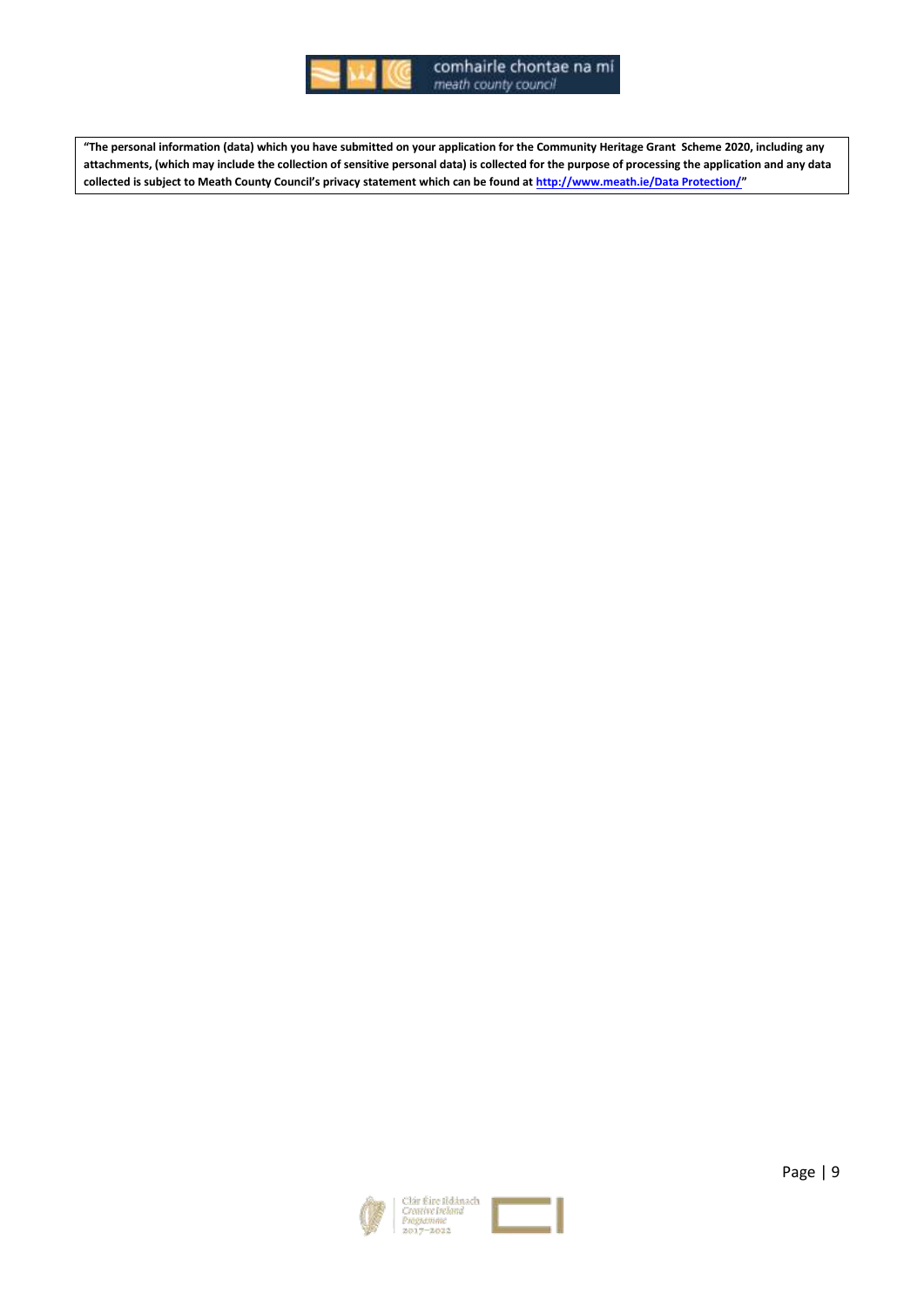**"The personal information (data) which you have submitted on your application for the Community Heritage Grant Scheme 2020, including any attachments, (which may include the collection of sensitive personal data) is collected for the purpose of processing the application and any data collected is subject to Meath County Council's privacy statement which can be found at http://www.meath.ie/Data Protection/"**